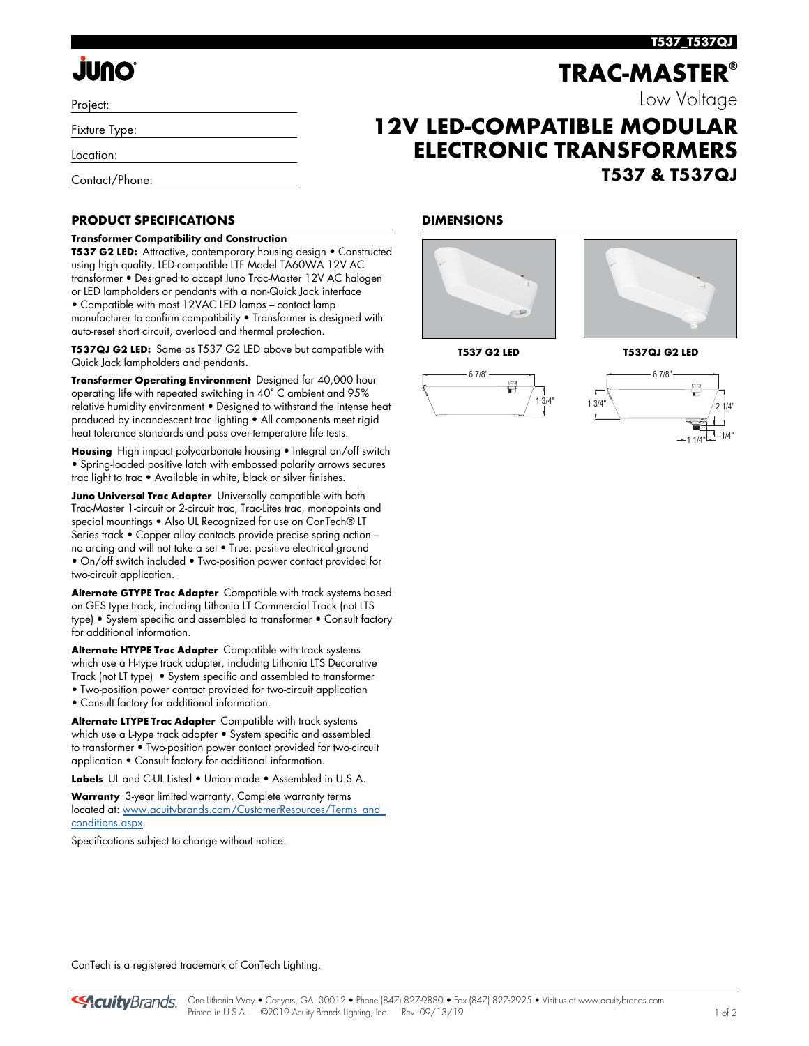# TRAC-MASTER®

Low Voltage

# 12V LED-COMPATIBLE MODULAR ELECTRONIC TRANSFORMERS

## T537 & T537QJ

Project:

Fixture Type:

Location:

Contact/Phone:

## PRODUCT SPECIFICATIONS

**Transformer Compatibility and Construction**

**T537 G2 LED:** Attractive, contemporary housing design • Constructed using high quality, LED-compatible LTF Model TA60WA 12V AC transformer • Designed to accept Juno Trac-Master 12V AC halogen or LED lampholders or pendants with a non-Quick Jack interface • Compatible with most 12VAC LED lamps – contact lamp manufacturer to confirm compatibility • Transformer is designed with auto-reset short circuit, overload and thermal protection.

**T537QJ G2 LED:** Same as T537 G2 LED above but compatible with Quick Jack lampholders and pendants.

**Transformer Operating Environment** Designed for 40,000 hour operating life with repeated switching in 40˚ C ambient and 95% relative humidity environment • Designed to withstand the intense heat produced by incandescent trac lighting • All components meet rigid heat tolerance standards and pass over-temperature life tests.

**Housing** High impact polycarbonate housing • Integral on/off switch • Spring-loaded positive latch with embossed polarity arrows secures trac light to trac • Available in white, black or silver finishes.

**Juno Universal Trac Adapter** Universally compatible with both Trac-Master 1-circuit or 2-circuit trac, Trac-Lites trac, monopoints and special mountings • Also UL Recognized for use on ConTech® LT Series track • Copper alloy contacts provide precise spring action – no arcing and will not take a set • True, positive electrical ground • On/off switch included • Two-position power contact provided for two-circuit application.

**Alternate GTYPE Trac Adapter** Compatible with track systems based on GES type track, including Lithonia LT Commercial Track (not LTS type) • System specific and assembled to transformer • Consult factory for additional information.

**Alternate HTYPE Trac Adapter** Compatible with track systems which use a H-type track adapter, including Lithonia LTS Decorative Track (not LT type) • System specific and assembled to transformer • Two-position power contact provided for two-circuit application • Consult factory for additional information.

**Alternate LTYPE Trac Adapter** Compatible with track systems which use a L-type track adapter • System specific and assembled to transformer • Two-position power contact provided for two-circuit application • Consult factory for additional information.

**Labels** UL and C-UL Listed • Union made • Assembled in U.S.A.

**Warranty** 3-year limited warranty. Complete warranty terms located at: www.acuitybrands.com/CustomerResources/Terms_and_conditions.aspx.

Specifications subject to change without notice.

## DIMENSIONS

**T537 G2 LED**

6 7/8"

1 3/4"

**T537QJ G2 LED**

6 7/8"

1 3/4"

2 1/4"

1 1/4"

1/4"

ConTech is a registered trademark of ConTech Lighting.

One Lithonia Way • Conyers, GA 30012 • Phone (847) 827-9880 • Fax (847) 827-2925 • Visit us at www.acuitybrands.com
Printed in U.S.A. ©2019 Acuity Brands Lighting, Inc. Rev. 09/13/19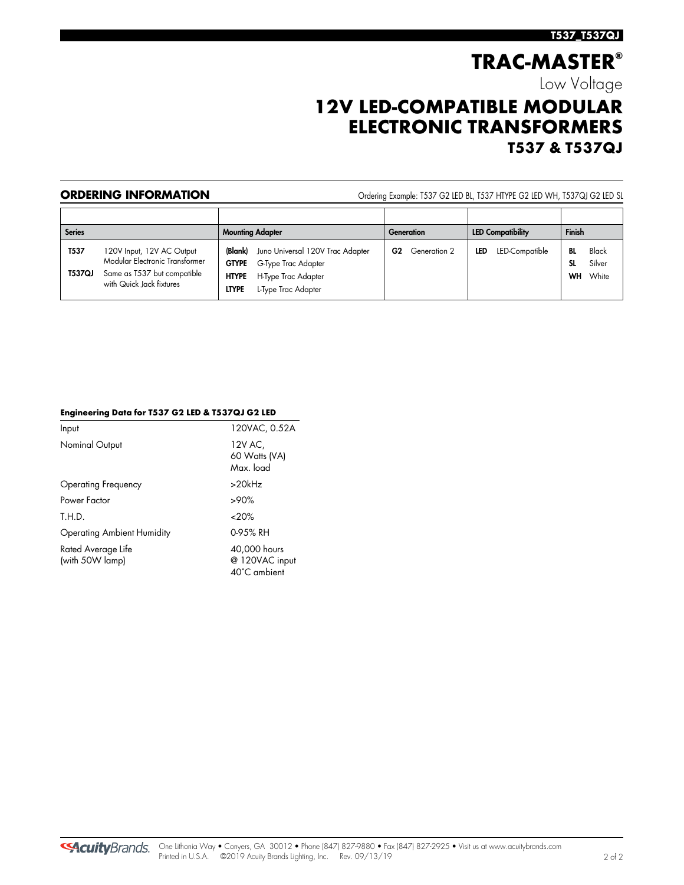# TRAC-MASTER®

Low Voltage

## 12V LED-COMPATIBLE MODULAR ELECTRONIC TRANSFORMERS

### T537 & T537QJ

## ORDERING INFORMATION

Ordering Example: T537 G2 LED BL, T537 HTYPE G2 LED WH, T537QJ G2 LED SL

| Series | | Mounting Adapter | | Generation | | LED Compatibility | | Finish | |
|---|---|---|---|---|---|---|---|---|---|
| **T537** | 120V Input, 12V AC Output Modular Electronic Transformer | **(Blank)** | Juno Universal 120V Trac Adapter | **G2** | Generation 2 | **LED** | LED-Compatible | **BL** | Black |
| **T537QJ** | Same as T537 but compatible with Quick Jack fixtures | **GTYPE** | G-Type Trac Adapter | | | | | **SL** | Silver |
| | | **HTYPE** | H-Type Trac Adapter | | | | | **WH** | White |
| | | **LTYPE** | L-Type Trac Adapter | | | | | | |

**Engineering Data for T537 G2 LED & T537QJ G2 LED**

| | |
|---|---|
| Input | 120VAC, 0.52A |
| Nominal Output | 12V AC, 60 Watts (VA) Max. load |
| Operating Frequency | >20kHz |
| Power Factor | >90% |
| T.H.D. | <20% |
| Operating Ambient Humidity | 0-95% RH |
| Rated Average Life (with 50W lamp) | 40,000 hours @ 120VAC input 40°C ambient |

AcuityBrands. One Lithonia Way • Conyers, GA 30012 • Phone (847) 827-9880 • Fax (847) 827-2925 • Visit us at www.acuitybrands.com
Printed in U.S.A. ©2019 Acuity Brands Lighting, Inc. Rev. 09/13/19